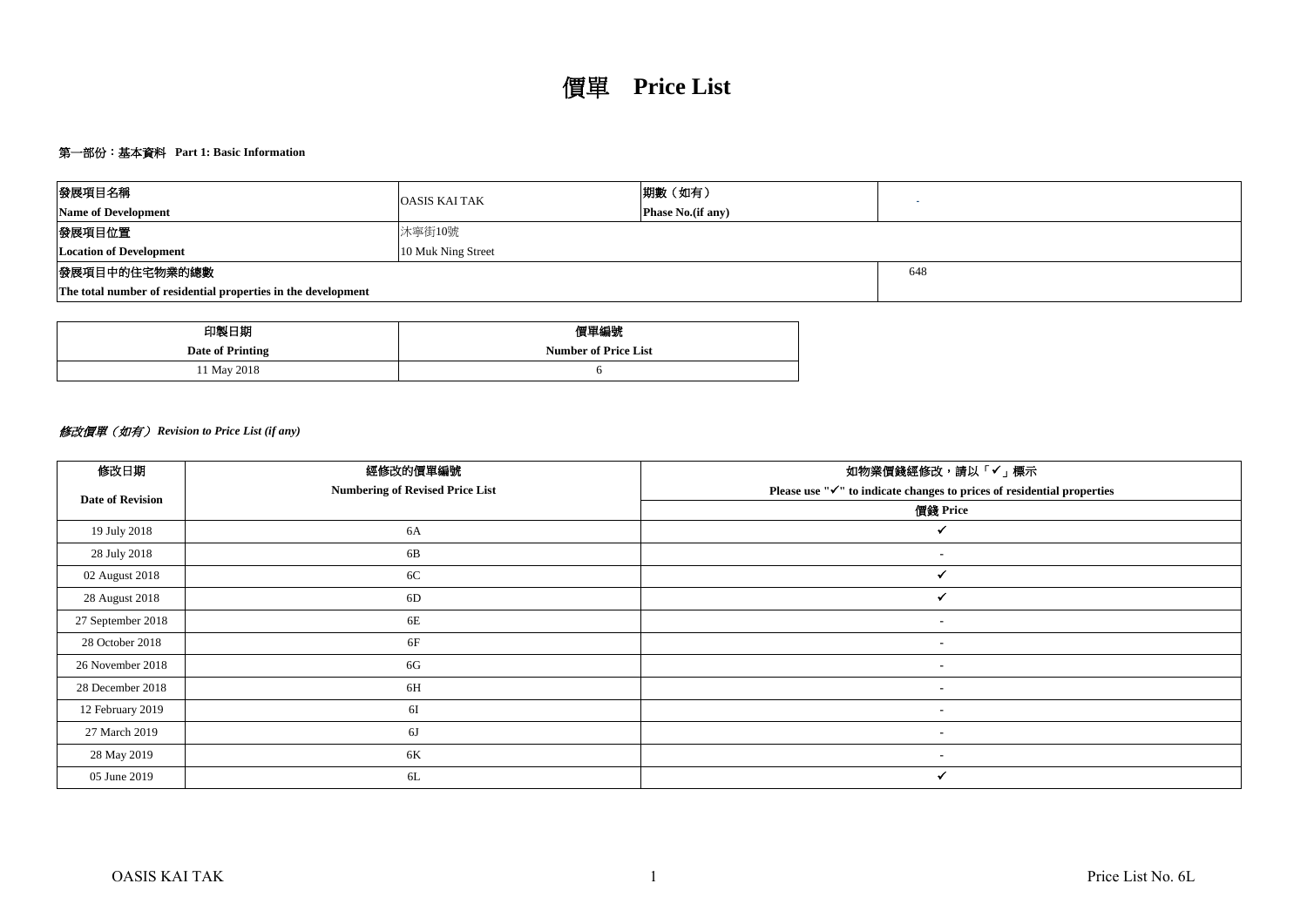# 價單 Price List

## 第一部份：基本資料 Part 1: Basic Information

| 發展項目名稱<br>Name of Development | OASIS KAI TAK | 期數（如有）<br>Phase No.(if any) | - |
|---|---|---|---|
| 發展項目位置<br>Location of Development | 沐寧街10號<br>10 Muk Ning Street | | |
| 發展項目中的住宅物業的總數<br>The total number of residential properties in the development | | | 648 |

| 印製日期<br>Date of Printing | 價單編號<br>Number of Price List |
|---|---|
| 11 May 2018 | 6 |

### *修改價單（如有） Revision to Price List (if any)*

| 修改日期<br>Date of Revision | 經修改的價單編號<br>Numbering of Revised Price List | 如物業價錢經修改，請以「✓」標示<br>Please use "✓" to indicate changes to prices of residential properties |
|---|---|---|
| | | 價錢 Price |
| 19 July 2018 | 6A | ✓ |
| 28 July 2018 | 6B | - |
| 02 August 2018 | 6C | ✓ |
| 28 August 2018 | 6D | ✓ |
| 27 September 2018 | 6E | - |
| 28 October 2018 | 6F | - |
| 26 November 2018 | 6G | - |
| 28 December 2018 | 6H | - |
| 12 February 2019 | 6I | - |
| 27 March 2019 | 6J | - |
| 28 May 2019 | 6K | - |
| 05 June 2019 | 6L | ✓ |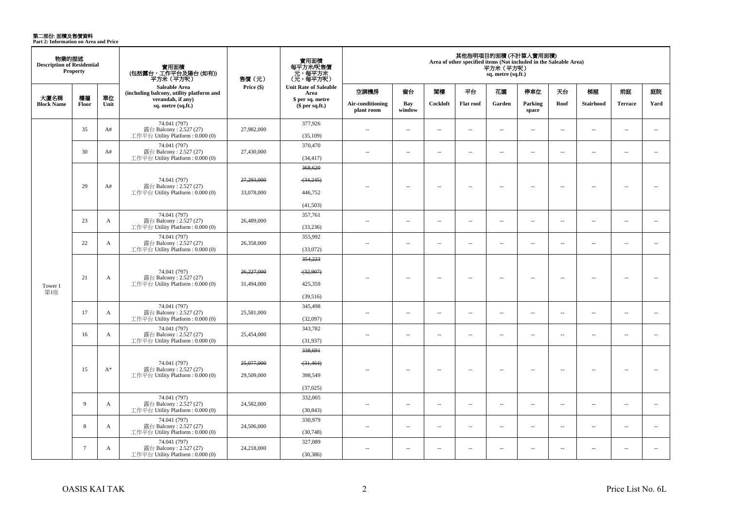# 第二部份: 面積及售價資料
**Part 2: Information on Area and Price**

| 物業的描述 Description of Residential Property | | | 實用面積 (包括露台，工作平台及陽台 (如有)) 平方米（平方呎） Saleable Area (including balcony, utility platform and verandah, if any) sq. metre (sq.ft.) | 售價（元） Price ($) | 實用面積 每平方米/呎售價 元，每平方米 (元，每平方呎) Unit Rate of Saleable Area $ per sq. metre ($ per sq.ft.) | 其他指明項目的面積 (不計算入實用面積) Area of other specified items (Not included in the Saleable Area) 平方米（平方呎） sq. metre (sq.ft.) | | | | | | | | | |
|---|---|---|---|---|---|---|---|---|---|---|---|---|---|---|---|
| 大廈名稱 Block Name | 樓層 Floor | 單位 Unit | | | | 空調機房 Air-conditioning plant room | 窗台 Bay window | 閣樓 Cockloft | 平台 Flat roof | 花園 Garden | 停車位 Parking space | 天台 Roof | 梯屋 Stairhood | 前庭 Terrace | 庭院 Yard |
| Tower 1 第1座 | 35 | A# | 74.041 (797) 露台 Balcony : 2.527 (27) 工作平台 Utility Platform : 0.000 (0) | 27,982,000 | 377,926 (35,109) | -- | -- | -- | -- | -- | -- | -- | -- | -- | -- |
| | 30 | A# | 74.041 (797) 露台 Balcony : 2.527 (27) 工作平台 Utility Platform : 0.000 (0) | 27,430,000 | 370,470 (34,417) | -- | -- | -- | -- | -- | -- | -- | -- | -- | -- |
| | 29 | A# | 74.041 (797) 露台 Balcony : 2.527 (27) 工作平台 Utility Platform : 0.000 (0) | ~~27,293,000~~ 33,078,000 | ~~368,620~~ ~~(34,245)~~ 446,752 (41,503) | -- | -- | -- | -- | -- | -- | -- | -- | -- | -- |
| | 23 | A | 74.041 (797) 露台 Balcony : 2.527 (27) 工作平台 Utility Platform : 0.000 (0) | 26,489,000 | 357,761 (33,236) | -- | -- | -- | -- | -- | -- | -- | -- | -- | -- |
| | 22 | A | 74.041 (797) 露台 Balcony : 2.527 (27) 工作平台 Utility Platform : 0.000 (0) | 26,358,000 | 355,992 (33,072) | -- | -- | -- | -- | -- | -- | -- | -- | -- | -- |
| | 21 | A | 74.041 (797) 露台 Balcony : 2.527 (27) 工作平台 Utility Platform : 0.000 (0) | ~~26,227,000~~ 31,494,000 | ~~354,223~~ ~~(32,907)~~ 425,359 (39,516) | -- | -- | -- | -- | -- | -- | -- | -- | -- | -- |
| | 17 | A | 74.041 (797) 露台 Balcony : 2.527 (27) 工作平台 Utility Platform : 0.000 (0) | 25,581,000 | 345,498 (32,097) | -- | -- | -- | -- | -- | -- | -- | -- | -- | -- |
| | 16 | A | 74.041 (797) 露台 Balcony : 2.527 (27) 工作平台 Utility Platform : 0.000 (0) | 25,454,000 | 343,782 (31,937) | -- | -- | -- | -- | -- | -- | -- | -- | -- | -- |
| | 15 | A* | 74.041 (797) 露台 Balcony : 2.527 (27) 工作平台 Utility Platform : 0.000 (0) | ~~25,077,000~~ 29,509,000 | ~~338,691~~ ~~(31,464)~~ 398,549 (37,025) | -- | -- | -- | -- | -- | -- | -- | -- | -- | -- |
| | 9 | A | 74.041 (797) 露台 Balcony : 2.527 (27) 工作平台 Utility Platform : 0.000 (0) | 24,582,000 | 332,005 (30,843) | -- | -- | -- | -- | -- | -- | -- | -- | -- | -- |
| | 8 | A | 74.041 (797) 露台 Balcony : 2.527 (27) 工作平台 Utility Platform : 0.000 (0) | 24,506,000 | 330,979 (30,748) | -- | -- | -- | -- | -- | -- | -- | -- | -- | -- |
| | 7 | A | 74.041 (797) 露台 Balcony : 2.527 (27) 工作平台 Utility Platform : 0.000 (0) | 24,218,000 | 327,089 (30,386) | -- | -- | -- | -- | -- | -- | -- | -- | -- | -- |

OASIS KAI TAK

Price List No. 6L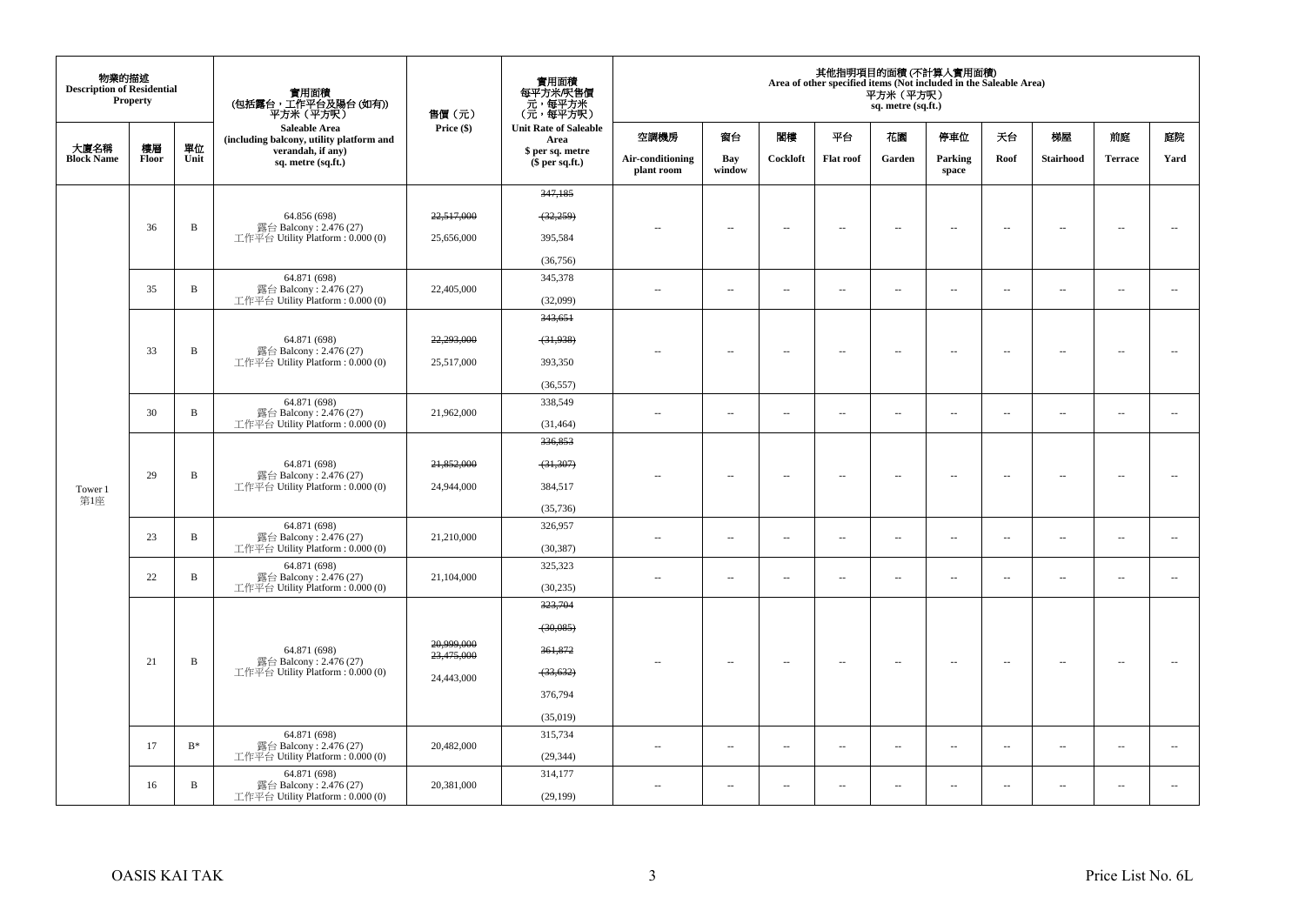| 物業的描述 Description of Residential Property | | | 實用面積 (包括露台，工作平台及陽台 (如有)) 平方米（平方呎） Saleable Area (including balcony, utility platform and verandah, if any) sq. metre (sq.ft.) | 售價（元） Price ($) | 實用面積 每平方米/呎售價 元，每平方米 (元，每平方呎) Unit Rate of Saleable Area $ per sq. metre ($ per sq.ft.) | 其他指明項目的面積 (不計算入實用面積) Area of other specified items (Not included in the Saleable Area) 平方米（平方呎） sq. metre (sq.ft.) | | | | | | | | | |
|---|---|---|---|---|---|---|---|---|---|---|---|---|---|---|---|
| 大廈名稱 Block Name | 樓層 Floor | 單位 Unit | | | | 空調機房 Air-conditioning plant room | 窗台 Bay window | 閣樓 Cockloft | 平台 Flat roof | 花園 Garden | 停車位 Parking space | 天台 Roof | 梯屋 Stairhood | 前庭 Terrace | 庭院 Yard |
| Tower 1 第1座 | 36 | B | 64.856 (698) 露台 Balcony : 2.476 (27) 工作平台 Utility Platform : 0.000 (0) | ~~22,517,000~~ 25,656,000 | ~~347,185~~ ~~(32,259)~~ 395,584 (36,756) | -- | -- | -- | -- | -- | -- | -- | -- | -- | -- |
| | 35 | B | 64.871 (698) 露台 Balcony : 2.476 (27) 工作平台 Utility Platform : 0.000 (0) | 22,405,000 | 345,378 (32,099) | -- | -- | -- | -- | -- | -- | -- | -- | -- | -- |
| | 33 | B | 64.871 (698) 露台 Balcony : 2.476 (27) 工作平台 Utility Platform : 0.000 (0) | ~~22,293,000~~ 25,517,000 | ~~343,651~~ ~~(31,938)~~ 393,350 (36,557) | -- | -- | -- | -- | -- | -- | -- | -- | -- | -- |
| | 30 | B | 64.871 (698) 露台 Balcony : 2.476 (27) 工作平台 Utility Platform : 0.000 (0) | 21,962,000 | 338,549 (31,464) | -- | -- | -- | -- | -- | -- | -- | -- | -- | -- |
| | 29 | B | 64.871 (698) 露台 Balcony : 2.476 (27) 工作平台 Utility Platform : 0.000 (0) | ~~21,852,000~~ 24,944,000 | ~~336,853~~ ~~(31,307)~~ 384,517 (35,736) | -- | -- | -- | -- | -- | -- | -- | -- | -- | -- |
| | 23 | B | 64.871 (698) 露台 Balcony : 2.476 (27) 工作平台 Utility Platform : 0.000 (0) | 21,210,000 | 326,957 (30,387) | -- | -- | -- | -- | -- | -- | -- | -- | -- | -- |
| | 22 | B | 64.871 (698) 露台 Balcony : 2.476 (27) 工作平台 Utility Platform : 0.000 (0) | 21,104,000 | 325,323 (30,235) | -- | -- | -- | -- | -- | -- | -- | -- | -- | -- |
| | 21 | B | 64.871 (698) 露台 Balcony : 2.476 (27) 工作平台 Utility Platform : 0.000 (0) | ~~20,999,000~~ ~~23,475,000~~ 24,443,000 | ~~323,704~~ ~~(30,085)~~ ~~361,872~~ ~~(33,632)~~ 376,794 (35,019) | -- | -- | -- | -- | -- | -- | -- | -- | -- | -- |
| | 17 | B* | 64.871 (698) 露台 Balcony : 2.476 (27) 工作平台 Utility Platform : 0.000 (0) | 20,482,000 | 315,734 (29,344) | -- | -- | -- | -- | -- | -- | -- | -- | -- | -- |
| | 16 | B | 64.871 (698) 露台 Balcony : 2.476 (27) 工作平台 Utility Platform : 0.000 (0) | 20,381,000 | 314,177 (29,199) | -- | -- | -- | -- | -- | -- | -- | -- | -- | -- |

OASIS KAI TAK

Price List No. 6L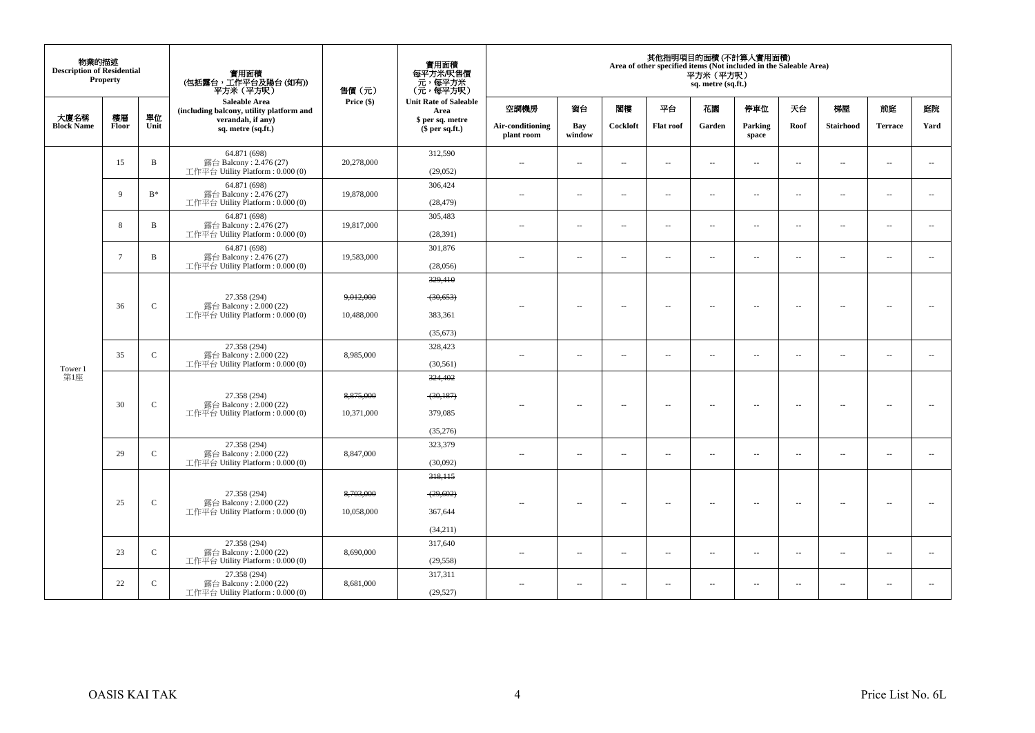| 物業的描述 Description of Residential Property | | | 實用面積 (包括露台，工作平台及陽台 (如有)) 平方米（平方呎） Saleable Area (including balcony, utility platform and verandah, if any) sq. metre (sq.ft.) | 售價（元） Price ($) | 實用面積 每平方米/呎售價 元，每平方米 （元，每平方呎） Unit Rate of Saleable Area $ per sq. metre ($ per sq.ft.) | 其他指明項目的面積 (不計算入實用面積) Area of other specified items (Not included in the Saleable Area) 平方米（平方呎） sq. metre (sq.ft.) | | | | | | | | | |
|---|---|---|---|---|---|---|---|---|---|---|---|---|---|---|---|
| 大廈名稱 Block Name | 樓層 Floor | 單位 Unit | | | | 空調機房 Air-conditioning plant room | 窗台 Bay window | 閣樓 Cockloft | 平台 Flat roof | 花園 Garden | 停車位 Parking space | 天台 Roof | 梯屋 Stairhood | 前庭 Terrace | 庭院 Yard |
| Tower 1 第1座 | 15 | B | 64.871 (698) 露台 Balcony : 2.476 (27) 工作平台 Utility Platform : 0.000 (0) | 20,278,000 | 312,590 (29,052) | -- | -- | -- | -- | -- | -- | -- | -- | -- | -- |
| | 9 | B* | 64.871 (698) 露台 Balcony : 2.476 (27) 工作平台 Utility Platform : 0.000 (0) | 19,878,000 | 306,424 (28,479) | -- | -- | -- | -- | -- | -- | -- | -- | -- | -- |
| | 8 | B | 64.871 (698) 露台 Balcony : 2.476 (27) 工作平台 Utility Platform : 0.000 (0) | 19,817,000 | 305,483 (28,391) | -- | -- | -- | -- | -- | -- | -- | -- | -- | -- |
| | 7 | B | 64.871 (698) 露台 Balcony : 2.476 (27) 工作平台 Utility Platform : 0.000 (0) | 19,583,000 | 301,876 (28,056) | -- | -- | -- | -- | -- | -- | -- | -- | -- | -- |
| | 36 | C | 27.358 (294) 露台 Balcony : 2.000 (22) 工作平台 Utility Platform : 0.000 (0) | ~~9,012,000~~ 10,488,000 | ~~329,410~~ ~~(30,653)~~ 383,361 (35,673) | -- | -- | -- | -- | -- | -- | -- | -- | -- | -- |
| | 35 | C | 27.358 (294) 露台 Balcony : 2.000 (22) 工作平台 Utility Platform : 0.000 (0) | 8,985,000 | 328,423 (30,561) | -- | -- | -- | -- | -- | -- | -- | -- | -- | -- |
| | 30 | C | 27.358 (294) 露台 Balcony : 2.000 (22) 工作平台 Utility Platform : 0.000 (0) | ~~8,875,000~~ 10,371,000 | ~~324,402~~ ~~(30,187)~~ 379,085 (35,276) | -- | -- | -- | -- | -- | -- | -- | -- | -- | -- |
| | 29 | C | 27.358 (294) 露台 Balcony : 2.000 (22) 工作平台 Utility Platform : 0.000 (0) | 8,847,000 | 323,379 (30,092) | -- | -- | -- | -- | -- | -- | -- | -- | -- | -- |
| | 25 | C | 27.358 (294) 露台 Balcony : 2.000 (22) 工作平台 Utility Platform : 0.000 (0) | ~~8,703,000~~ 10,058,000 | ~~318,115~~ ~~(29,602)~~ 367,644 (34,211) | -- | -- | -- | -- | -- | -- | -- | -- | -- | -- |
| | 23 | C | 27.358 (294) 露台 Balcony : 2.000 (22) 工作平台 Utility Platform : 0.000 (0) | 8,690,000 | 317,640 (29,558) | -- | -- | -- | -- | -- | -- | -- | -- | -- | -- |
| | 22 | C | 27.358 (294) 露台 Balcony : 2.000 (22) 工作平台 Utility Platform : 0.000 (0) | 8,681,000 | 317,311 (29,527) | -- | -- | -- | -- | -- | -- | -- | -- | -- | -- |

OASIS KAI TAK

Price List No. 6L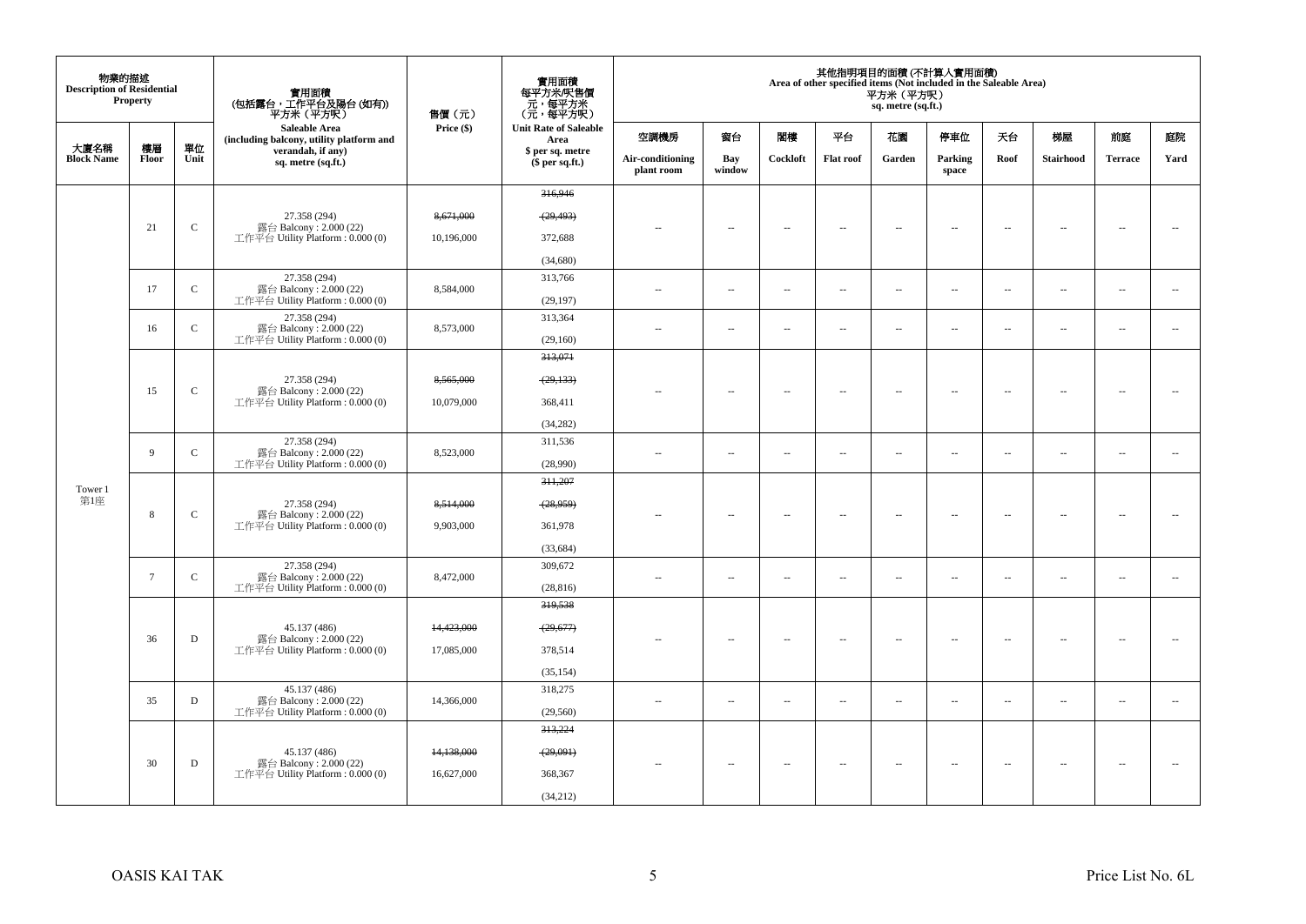| 物業的描述 Description of Residential Property | | | 實用面積 (包括露台，工作平台及陽台 (如有)) 平方米（平方呎） Saleable Area (including balcony, utility platform and verandah, if any) sq. metre (sq.ft.) | 售價（元） Price ($) | 實用面積 每平方米/呎售價 元，每平方米 （元，每平方呎） Unit Rate of Saleable Area $ per sq. metre ($ per sq.ft.) | 其他指明項目的面積 (不計算入實用面積) Area of other specified items (Not included in the Saleable Area) 平方米（平方呎） sq. metre (sq.ft.) | | | | | | | | | |
|---|---|---|---|---|---|---|---|---|---|---|---|---|---|---|---|
| 大廈名稱 Block Name | 樓層 Floor | 單位 Unit | | | | 空調機房 Air-conditioning plant room | 窗台 Bay window | 閣樓 Cockloft | 平台 Flat roof | 花園 Garden | 停車位 Parking space | 天台 Roof | 梯屋 Stairhood | 前庭 Terrace | 庭院 Yard |
| Tower 1 第1座 | 21 | C | 27.358 (294) 露台 Balcony : 2.000 (22) 工作平台 Utility Platform : 0.000 (0) | ~~8,671,000~~ 10,196,000 | ~~316,946~~ ~~(29,493)~~ 372,688 (34,680) | -- | -- | -- | -- | -- | -- | -- | -- | -- | -- |
| | 17 | C | 27.358 (294) 露台 Balcony : 2.000 (22) 工作平台 Utility Platform : 0.000 (0) | 8,584,000 | 313,766 (29,197) | -- | -- | -- | -- | -- | -- | -- | -- | -- | -- |
| | 16 | C | 27.358 (294) 露台 Balcony : 2.000 (22) 工作平台 Utility Platform : 0.000 (0) | 8,573,000 | 313,364 (29,160) | -- | -- | -- | -- | -- | -- | -- | -- | -- | -- |
| | 15 | C | 27.358 (294) 露台 Balcony : 2.000 (22) 工作平台 Utility Platform : 0.000 (0) | ~~8,565,000~~ 10,079,000 | ~~313,071~~ ~~(29,133)~~ 368,411 (34,282) | -- | -- | -- | -- | -- | -- | -- | -- | -- | -- |
| | 9 | C | 27.358 (294) 露台 Balcony : 2.000 (22) 工作平台 Utility Platform : 0.000 (0) | 8,523,000 | 311,536 (28,990) | -- | -- | -- | -- | -- | -- | -- | -- | -- | -- |
| | 8 | C | 27.358 (294) 露台 Balcony : 2.000 (22) 工作平台 Utility Platform : 0.000 (0) | ~~8,514,000~~ 9,903,000 | ~~311,207~~ ~~(28,959)~~ 361,978 (33,684) | -- | -- | -- | -- | -- | -- | -- | -- | -- | -- |
| | 7 | C | 27.358 (294) 露台 Balcony : 2.000 (22) 工作平台 Utility Platform : 0.000 (0) | 8,472,000 | 309,672 (28,816) | -- | -- | -- | -- | -- | -- | -- | -- | -- | -- |
| | 36 | D | 45.137 (486) 露台 Balcony : 2.000 (22) 工作平台 Utility Platform : 0.000 (0) | ~~14,423,000~~ 17,085,000 | ~~319,538~~ ~~(29,677)~~ 378,514 (35,154) | -- | -- | -- | -- | -- | -- | -- | -- | -- | -- |
| | 35 | D | 45.137 (486) 露台 Balcony : 2.000 (22) 工作平台 Utility Platform : 0.000 (0) | 14,366,000 | 318,275 (29,560) | -- | -- | -- | -- | -- | -- | -- | -- | -- | -- |
| | 30 | D | 45.137 (486) 露台 Balcony : 2.000 (22) 工作平台 Utility Platform : 0.000 (0) | ~~14,138,000~~ 16,627,000 | ~~313,224~~ ~~(29,091)~~ 368,367 (34,212) | -- | -- | -- | -- | -- | -- | -- | -- | -- | -- |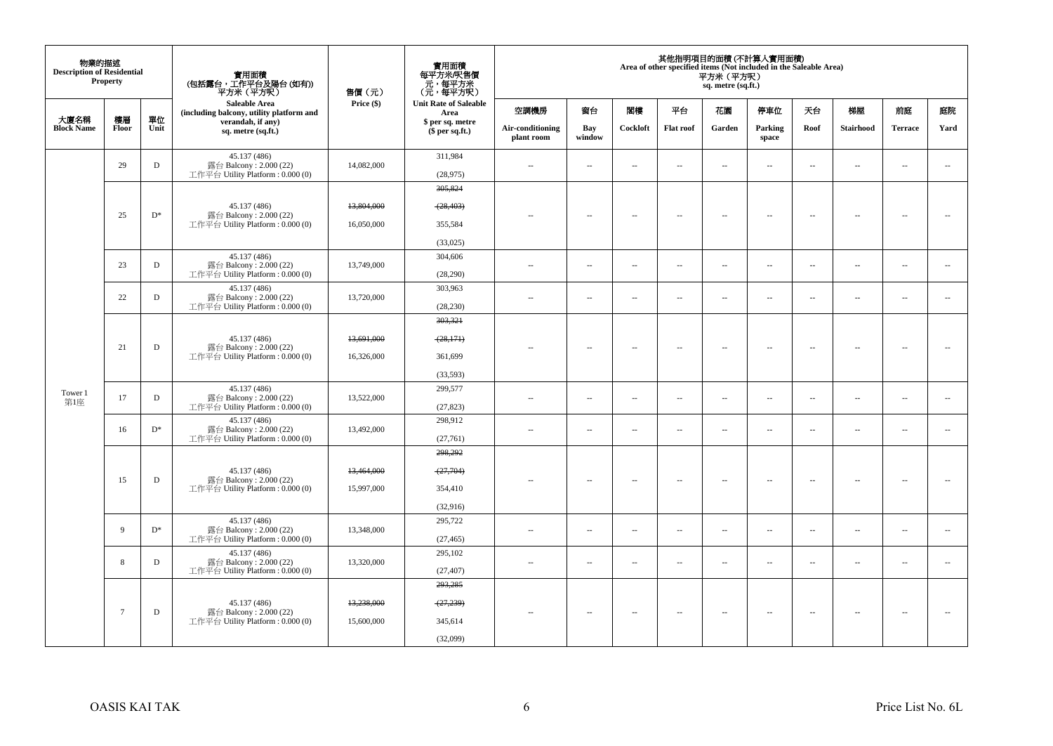| 物業的描述 Description of Residential Property | | | 實用面積 (包括露台，工作平台及陽台 (如有)) 平方米（平方呎） Saleable Area (including balcony, utility platform and verandah, if any) sq. metre (sq.ft.) | 售價（元） Price ($) | 實用面積 每平方米/呎售價 元，每平方米 (元，每平方呎) Unit Rate of Saleable Area $ per sq. metre ($ per sq.ft.) | 其他指明項目的面積 (不計算入實用面積) Area of other specified items (Not included in the Saleable Area) 平方米（平方呎） sq. metre (sq.ft.) | | | | | | | | | |
|---|---|---|---|---|---|---|---|---|---|---|---|---|---|---|---|
| 大廈名稱 Block Name | 樓層 Floor | 單位 Unit | | | | 空調機房 Air-conditioning plant room | 窗台 Bay window | 閣樓 Cockloft | 平台 Flat roof | 花園 Garden | 停車位 Parking space | 天台 Roof | 梯屋 Stairhood | 前庭 Terrace | 庭院 Yard |
| Tower 1 第1座 | 29 | D | 45.137 (486) 露台 Balcony : 2.000 (22) 工作平台 Utility Platform : 0.000 (0) | 14,082,000 | 311,984 (28,975) | -- | -- | -- | -- | -- | -- | -- | -- | -- | -- |
| | 25 | D* | 45.137 (486) 露台 Balcony : 2.000 (22) 工作平台 Utility Platform : 0.000 (0) | ~~13,804,000~~ 16,050,000 | ~~305,824~~ ~~(28,403)~~ 355,584 (33,025) | -- | -- | -- | -- | -- | -- | -- | -- | -- | -- |
| | 23 | D | 45.137 (486) 露台 Balcony : 2.000 (22) 工作平台 Utility Platform : 0.000 (0) | 13,749,000 | 304,606 (28,290) | -- | -- | -- | -- | -- | -- | -- | -- | -- | -- |
| | 22 | D | 45.137 (486) 露台 Balcony : 2.000 (22) 工作平台 Utility Platform : 0.000 (0) | 13,720,000 | 303,963 (28,230) | -- | -- | -- | -- | -- | -- | -- | -- | -- | -- |
| | 21 | D | 45.137 (486) 露台 Balcony : 2.000 (22) 工作平台 Utility Platform : 0.000 (0) | ~~13,691,000~~ 16,326,000 | ~~303,321~~ ~~(28,171)~~ 361,699 (33,593) | -- | -- | -- | -- | -- | -- | -- | -- | -- | -- |
| | 17 | D | 45.137 (486) 露台 Balcony : 2.000 (22) 工作平台 Utility Platform : 0.000 (0) | 13,522,000 | 299,577 (27,823) | -- | -- | -- | -- | -- | -- | -- | -- | -- | -- |
| | 16 | D* | 45.137 (486) 露台 Balcony : 2.000 (22) 工作平台 Utility Platform : 0.000 (0) | 13,492,000 | 298,912 (27,761) | -- | -- | -- | -- | -- | -- | -- | -- | -- | -- |
| | 15 | D | 45.137 (486) 露台 Balcony : 2.000 (22) 工作平台 Utility Platform : 0.000 (0) | ~~13,464,000~~ 15,997,000 | ~~298,292~~ ~~(27,704)~~ 354,410 (32,916) | -- | -- | -- | -- | -- | -- | -- | -- | -- | -- |
| | 9 | D* | 45.137 (486) 露台 Balcony : 2.000 (22) 工作平台 Utility Platform : 0.000 (0) | 13,348,000 | 295,722 (27,465) | -- | -- | -- | -- | -- | -- | -- | -- | -- | -- |
| | 8 | D | 45.137 (486) 露台 Balcony : 2.000 (22) 工作平台 Utility Platform : 0.000 (0) | 13,320,000 | 295,102 (27,407) | -- | -- | -- | -- | -- | -- | -- | -- | -- | -- |
| | 7 | D | 45.137 (486) 露台 Balcony : 2.000 (22) 工作平台 Utility Platform : 0.000 (0) | ~~13,238,000~~ 15,600,000 | ~~293,285~~ ~~(27,239)~~ 345,614 (32,099) | -- | -- | -- | -- | -- | -- | -- | -- | -- | -- |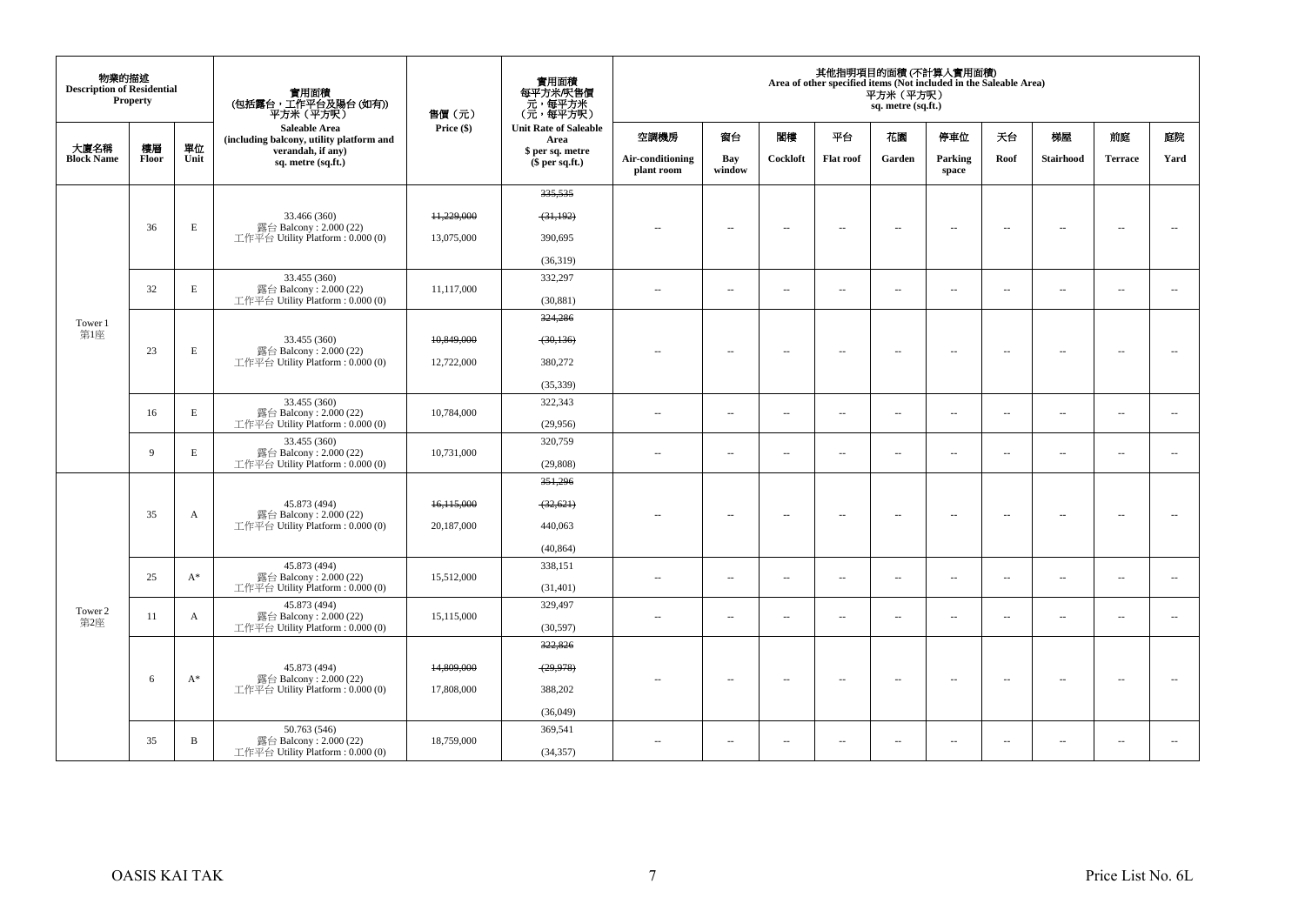| 物業的描述 Description of Residential Property | | | 實用面積 (包括露台，工作平台及陽台 (如有)) 平方米（平方呎） Saleable Area (including balcony, utility platform and verandah, if any) sq. metre (sq.ft.) | 售價（元） Price ($) | 實用面積 每平方米/呎售價 元，每平方米 (元，每平方呎) Unit Rate of Saleable Area $ per sq. metre ($ per sq.ft.) | 其他指明項目的面積 (不計算入實用面積) Area of other specified items (Not included in the Saleable Area) 平方米（平方呎） sq. metre (sq.ft.) | | | | | | | | | |
|---|---|---|---|---|---|---|---|---|---|---|---|---|---|---|---|
| 大廈名稱 Block Name | 樓層 Floor | 單位 Unit | | | | 空調機房 Air-conditioning plant room | 窗台 Bay window | 閣樓 Cockloft | 平台 Flat roof | 花園 Garden | 停車位 Parking space | 天台 Roof | 梯屋 Stairhood | 前庭 Terrace | 庭院 Yard |
| Tower 1 第1座 | 36 | E | 33.466 (360) 露台 Balcony : 2.000 (22) 工作平台 Utility Platform : 0.000 (0) | ~~11,229,000~~ 13,075,000 | ~~335,535~~ ~~(31,192)~~ 390,695 (36,319) | -- | -- | -- | -- | -- | -- | -- | -- | -- | -- |
| | 32 | E | 33.455 (360) 露台 Balcony : 2.000 (22) 工作平台 Utility Platform : 0.000 (0) | 11,117,000 | 332,297 (30,881) | -- | -- | -- | -- | -- | -- | -- | -- | -- | -- |
| | 23 | E | 33.455 (360) 露台 Balcony : 2.000 (22) 工作平台 Utility Platform : 0.000 (0) | ~~10,849,000~~ 12,722,000 | ~~324,286~~ ~~(30,136)~~ 380,272 (35,339) | -- | -- | -- | -- | -- | -- | -- | -- | -- | -- |
| | 16 | E | 33.455 (360) 露台 Balcony : 2.000 (22) 工作平台 Utility Platform : 0.000 (0) | 10,784,000 | 322,343 (29,956) | -- | -- | -- | -- | -- | -- | -- | -- | -- | -- |
| | 9 | E | 33.455 (360) 露台 Balcony : 2.000 (22) 工作平台 Utility Platform : 0.000 (0) | 10,731,000 | 320,759 (29,808) | -- | -- | -- | -- | -- | -- | -- | -- | -- | -- |
| Tower 2 第2座 | 35 | A | 45.873 (494) 露台 Balcony : 2.000 (22) 工作平台 Utility Platform : 0.000 (0) | ~~16,115,000~~ 20,187,000 | ~~351,296~~ ~~(32,621)~~ 440,063 (40,864) | -- | -- | -- | -- | -- | -- | -- | -- | -- | -- |
| | 25 | A* | 45.873 (494) 露台 Balcony : 2.000 (22) 工作平台 Utility Platform : 0.000 (0) | 15,512,000 | 338,151 (31,401) | -- | -- | -- | -- | -- | -- | -- | -- | -- | -- |
| | 11 | A | 45.873 (494) 露台 Balcony : 2.000 (22) 工作平台 Utility Platform : 0.000 (0) | 15,115,000 | 329,497 (30,597) | -- | -- | -- | -- | -- | -- | -- | -- | -- | -- |
| | 6 | A* | 45.873 (494) 露台 Balcony : 2.000 (22) 工作平台 Utility Platform : 0.000 (0) | ~~14,809,000~~ 17,808,000 | ~~322,826~~ ~~(29,978)~~ 388,202 (36,049) | -- | -- | -- | -- | -- | -- | -- | -- | -- | -- |
| | 35 | B | 50.763 (546) 露台 Balcony : 2.000 (22) 工作平台 Utility Platform : 0.000 (0) | 18,759,000 | 369,541 (34,357) | -- | -- | -- | -- | -- | -- | -- | -- | -- | -- |

OASIS KAI TAK

Price List No. 6L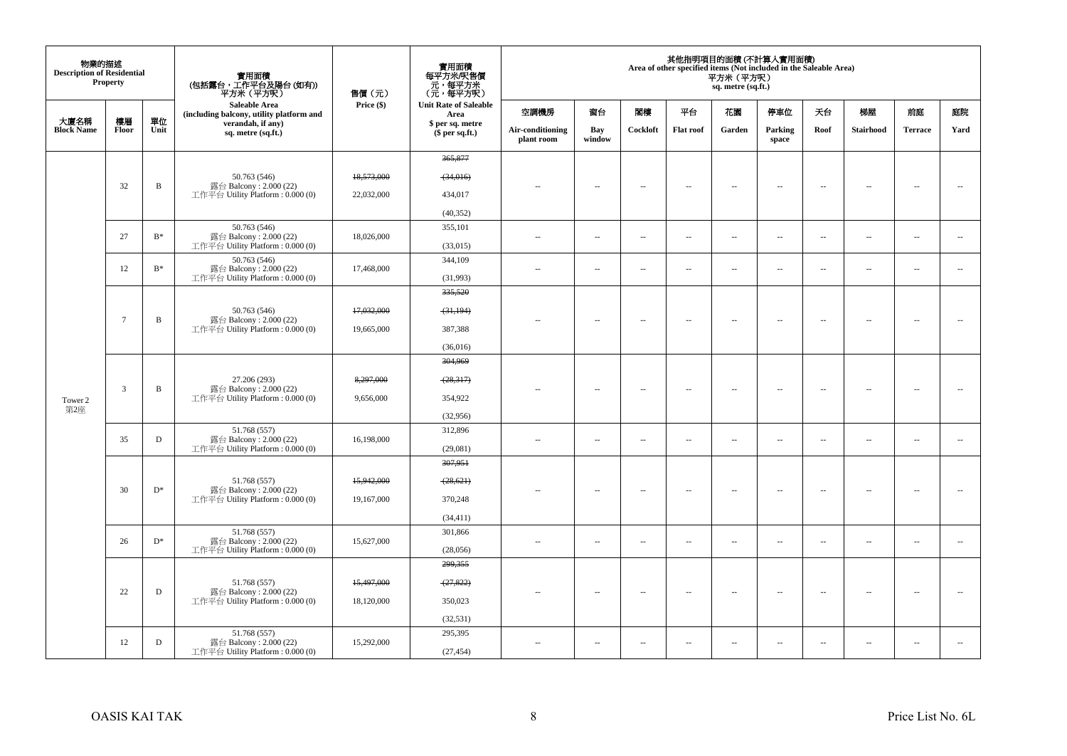| 物業的描述 Description of Residential Property | | | 實用面積 (包括露台，工作平台及陽台 (如有)) 平方米（平方呎） Saleable Area (including balcony, utility platform and verandah, if any) sq. metre (sq.ft.) | 售價（元） Price ($) | 實用面積 每平方米/呎售價 元，每平方米 (元，每平方呎) Unit Rate of Saleable Area $ per sq. metre ($ per sq.ft.) | 其他指明項目的面積 (不計算入實用面積) Area of other specified items (Not included in the Saleable Area) 平方米（平方呎） sq. metre (sq.ft.) | | | | | | | | | |
|---|---|---|---|---|---|---|---|---|---|---|---|---|---|---|---|
| 大廈名稱 Block Name | 樓層 Floor | 單位 Unit | | | | 空調機房 Air-conditioning plant room | 窗台 Bay window | 閣樓 Cockloft | 平台 Flat roof | 花園 Garden | 停車位 Parking space | 天台 Roof | 梯屋 Stairhood | 前庭 Terrace | 庭院 Yard |
| Tower 2 第2座 | 32 | B | 50.763 (546) 露台 Balcony : 2.000 (22) 工作平台 Utility Platform : 0.000 (0) | ~~18,573,000~~ 22,032,000 | ~~365,877~~ ~~(34,016)~~ 434,017 (40,352) | -- | -- | -- | -- | -- | -- | -- | -- | -- | -- |
| | 27 | B* | 50.763 (546) 露台 Balcony : 2.000 (22) 工作平台 Utility Platform : 0.000 (0) | 18,026,000 | 355,101 (33,015) | -- | -- | -- | -- | -- | -- | -- | -- | -- | -- |
| | 12 | B* | 50.763 (546) 露台 Balcony : 2.000 (22) 工作平台 Utility Platform : 0.000 (0) | 17,468,000 | 344,109 (31,993) | -- | -- | -- | -- | -- | -- | -- | -- | -- | -- |
| | 7 | B | 50.763 (546) 露台 Balcony : 2.000 (22) 工作平台 Utility Platform : 0.000 (0) | ~~17,032,000~~ 19,665,000 | ~~335,520~~ ~~(31,194)~~ 387,388 (36,016) | -- | -- | -- | -- | -- | -- | -- | -- | -- | -- |
| | 3 | B | 27.206 (293) 露台 Balcony : 2.000 (22) 工作平台 Utility Platform : 0.000 (0) | ~~8,297,000~~ 9,656,000 | ~~304,969~~ ~~(28,317)~~ 354,922 (32,956) | -- | -- | -- | -- | -- | -- | -- | -- | -- | -- |
| | 35 | D | 51.768 (557) 露台 Balcony : 2.000 (22) 工作平台 Utility Platform : 0.000 (0) | 16,198,000 | 312,896 (29,081) | -- | -- | -- | -- | -- | -- | -- | -- | -- | -- |
| | 30 | D* | 51.768 (557) 露台 Balcony : 2.000 (22) 工作平台 Utility Platform : 0.000 (0) | ~~15,942,000~~ 19,167,000 | ~~307,951~~ ~~(28,621)~~ 370,248 (34,411) | -- | -- | -- | -- | -- | -- | -- | -- | -- | -- |
| | 26 | D* | 51.768 (557) 露台 Balcony : 2.000 (22) 工作平台 Utility Platform : 0.000 (0) | 15,627,000 | 301,866 (28,056) | -- | -- | -- | -- | -- | -- | -- | -- | -- | -- |
| | 22 | D | 51.768 (557) 露台 Balcony : 2.000 (22) 工作平台 Utility Platform : 0.000 (0) | ~~15,497,000~~ 18,120,000 | ~~299,355~~ ~~(27,822)~~ 350,023 (32,531) | -- | -- | -- | -- | -- | -- | -- | -- | -- | -- |
| | 12 | D | 51.768 (557) 露台 Balcony : 2.000 (22) 工作平台 Utility Platform : 0.000 (0) | 15,292,000 | 295,395 (27,454) | -- | -- | -- | -- | -- | -- | -- | -- | -- | -- |

OASIS KAI TAK

Price List No. 6L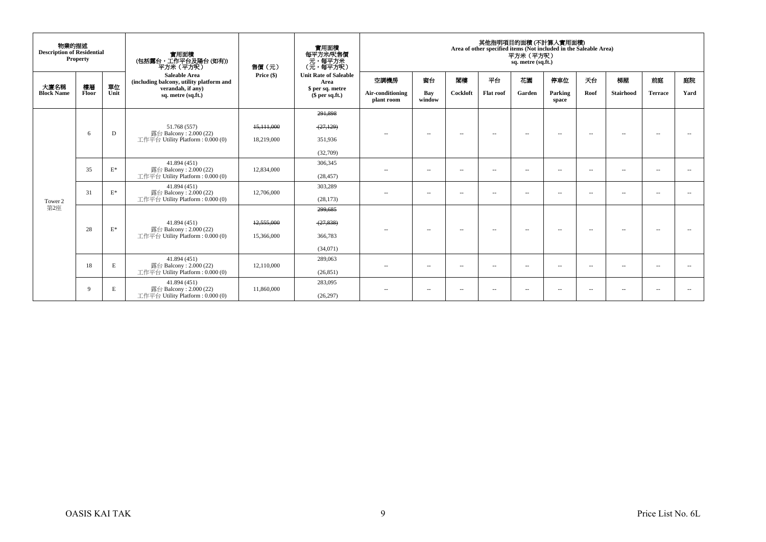| 物業的描述 Description of Residential Property | | | 實用面積 (包括露台，工作平台及陽台 (如有)) 平方米（平方呎） Saleable Area (including balcony, utility platform and verandah, if any) sq. metre (sq.ft.) | 售價（元） Price ($) | 實用面積 每平方米/呎售價 元，每平方米 （元，每平方呎） Unit Rate of Saleable Area $ per sq. metre ($ per sq.ft.) | 其他指明項目的面積 (不計算入實用面積) Area of other specified items (Not included in the Saleable Area) 平方米（平方呎） sq. metre (sq.ft.) | | | | | | | | | |
|---|---|---|---|---|---|---|---|---|---|---|---|---|---|---|---|
| 大廈名稱 Block Name | 樓層 Floor | 單位 Unit | | | | 空調機房 Air-conditioning plant room | 窗台 Bay window | 閣樓 Cockloft | 平台 Flat roof | 花園 Garden | 停車位 Parking space | 天台 Roof | 梯屋 Stairhood | 前庭 Terrace | 庭院 Yard |
| Tower 2 第2座 | 6 | D | 51.768 (557) 露台 Balcony : 2.000 (22) 工作平台 Utility Platform : 0.000 (0) | ~~15,111,000~~ 18,219,000 | ~~291,898~~ ~~(27,129)~~ 351,936 (32,709) | -- | -- | -- | -- | -- | -- | -- | -- | -- | -- |
| | 35 | E* | 41.894 (451) 露台 Balcony : 2.000 (22) 工作平台 Utility Platform : 0.000 (0) | 12,834,000 | 306,345 (28,457) | -- | -- | -- | -- | -- | -- | -- | -- | -- | -- |
| | 31 | E* | 41.894 (451) 露台 Balcony : 2.000 (22) 工作平台 Utility Platform : 0.000 (0) | 12,706,000 | 303,289 (28,173) | -- | -- | -- | -- | -- | -- | -- | -- | -- | -- |
| | 28 | E* | 41.894 (451) 露台 Balcony : 2.000 (22) 工作平台 Utility Platform : 0.000 (0) | ~~12,555,000~~ 15,366,000 | ~~299,685~~ ~~(27,838)~~ 366,783 (34,071) | -- | -- | -- | -- | -- | -- | -- | -- | -- | -- |
| | 18 | E | 41.894 (451) 露台 Balcony : 2.000 (22) 工作平台 Utility Platform : 0.000 (0) | 12,110,000 | 289,063 (26,851) | -- | -- | -- | -- | -- | -- | -- | -- | -- | -- |
| | 9 | E | 41.894 (451) 露台 Balcony : 2.000 (22) 工作平台 Utility Platform : 0.000 (0) | 11,860,000 | 283,095 (26,297) | -- | -- | -- | -- | -- | -- | -- | -- | -- | -- |

OASIS KAI TAK

Price List No. 6L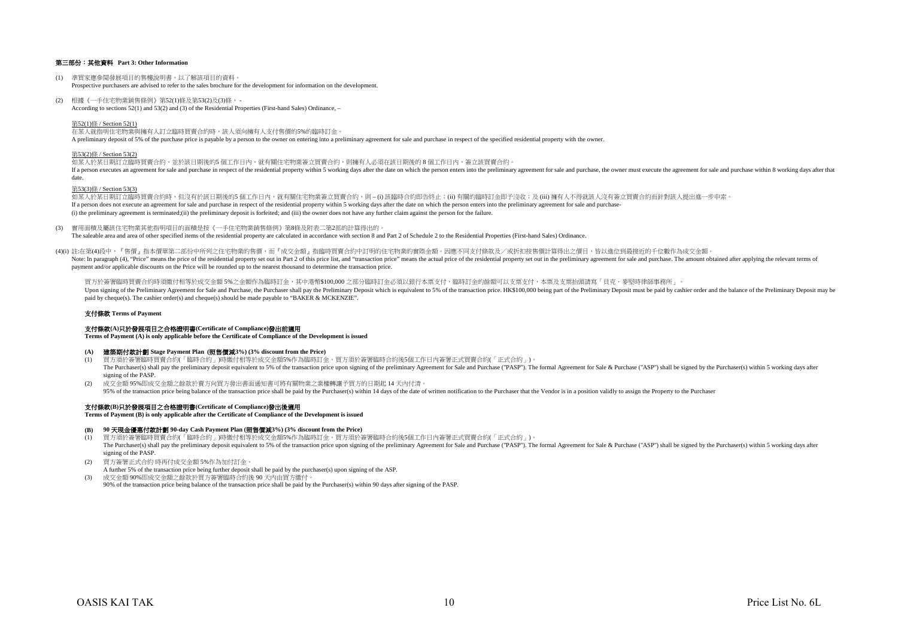### 第三部份：其他資料 Part 3: Other Information

(1) 準買家應參閱發展項目的售樓說明書，以了解該項目的資料。
Prospective purchasers are advised to refer to the sales brochure for the development for information on the development.

(2) 根據《一手住宅物業銷售條例》第52(1)條及第53(2)及(3)條， -
According to sections 52(1) and 53(2) and (3) of the Residential Properties (First-hand Sales) Ordinance, –

第52(1)條 / Section 52(1)
在某人就指明住宅物業與擁有人訂立臨時買賣合約時，該人須向擁有人支付售價的5%的臨時訂金。
A preliminary deposit of 5% of the purchase price is payable by a person to the owner on entering into a preliminary agreement for sale and purchase in respect of the specified residential property with the owner.

第53(2)條 / Section 53(2)
如某人於某日期訂立臨時買賣合約，並於該日期後的5 個工作日內，就有關住宅物業簽立買賣合約，則擁有人必須在該日期後的 8 個工作日內，簽立該買賣合約。
If a person executes an agreement for sale and purchase in respect of the residential property within 5 working days after the date on which the person enters into the preliminary agreement for sale and purchase, the owner must execute the agreement for sale and purchase within 8 working days after that date.

第53(3)條 / Section 53(3)
如某人於某日期訂立臨時買賣合約時，但沒有於該日期後的5 個工作日內，就有關住宅物業簽立買賣合約，則 – (i) 該臨時合約即告終止；(ii) 有關的臨時訂金即予沒收；及 (iii) 擁有人不得就該人沒有簽立買賣合約而針對該人提出進一步申索。
If a person does not execute an agreement for sale and purchase in respect of the residential property within 5 working days after the date on which the person enters into the preliminary agreement for sale and purchase-
(i) the preliminary agreement is terminated;(ii) the preliminary deposit is forfeited; and (iii) the owner does not have any further claim against the person for the failure.

(3) 實用面積及屬該住宅物業其他指明項目的面積是按《一手住宅物業銷售條例》第8條及附表二第2部的計算得出的。
The saleable area and area of other specified items of the residential property are calculated in accordance with section 8 and Part 2 of Schedule 2 to the Residential Properties (First-hand Sales) Ordinance.

(4)(i) 註:在第(4)段中，『售價』指本價單第二部份中所列之住宅物業的售價，而『成交金額』指臨時買賣合約中訂明的住宅物業的實際金額。因應不同支付條款及／或折扣按售價計算得出之價目，皆以進位到最接近的千位數作為成交金額。
Note: In paragraph (4), "Price" means the price of the residential property set out in Part 2 of this price list, and "transaction price" means the actual price of the residential property set out in the preliminary agreement for sale and purchase. The amount obtained after applying the relevant terms of payment and/or applicable discounts on the Price will be rounded up to the nearest thousand to determine the transaction price.

買方於簽署臨時買賣合約時須繳付相等於成交金額 5%之金額作為臨時訂金，其中港幣$100,000 之部分臨時訂金必須以銀行本票支付，臨時訂金的餘額可以支票支付，本票及支票抬頭請寫「貝克，麥堅時律師事務所」。
Upon signing of the Preliminary Agreement for Sale and Purchase, the Purchaser shall pay the Preliminary Deposit which is equivalent to 5% of the transaction price. HK$100,000 being part of the Preliminary Deposit must be paid by cashier order and the balance of the Preliminary Deposit may be paid by cheque(s). The cashier order(s) and cheque(s) should be made payable to "BAKER & MCKENZIE".

**支付條款 Terms of Payment**

**支付條款(A)只於發展項目之合格證明書(Certificate of Compliance)發出前適用**
**Terms of Payment (A) is only applicable before the Certificate of Compliance of the Development is issued**

**(A) 建築期付款計劃 Stage Payment Plan (照售價減3%) (3% discount from the Price)**

(1) 買方須於簽署臨時買賣合約(「臨時合約」)時繳付相等於成交金額5%作為臨時訂金。買方須於簽署臨時合約後5個工作日內簽署正式買賣合約(「正式合約」)。
The Purchaser(s) shall pay the preliminary deposit equivalent to 5% of the transaction price upon signing of the preliminary Agreement for Sale and Purchase ("PASP"). The formal Agreement for Sale & Purchase ("ASP") shall be signed by the Purchaser(s) within 5 working days after signing of the PASP.

(2) 成交金額 95%即成交金額之餘款於賣方向買方發出書面通知書可將有關物業之業權轉讓予買方的日期起 14 天內付清。
95% of the transaction price being balance of the transaction price shall be paid by the Purchaser(s) within 14 days of the date of written notification to the Purchaser that the Vendor is in a position validly to assign the Property to the Purchaser

**支付條款(B)只於發展項目之合格證明書(Certificate of Compliance)發出後適用**
**Terms of Payment (B) is only applicable after the Certificate of Compliance of the Development is issued**

**(B) 90 天現金優惠付款計劃 90-day Cash Payment Plan (照售價減3%) (3% discount from the Price)**

(1) 買方須於簽署臨時買賣合約(「臨時合約」)時繳付相等於成交金額5%作為臨時訂金。買方須於簽署臨時合約後5個工作日內簽署正式買賣合約(「正式合約」)。
The Purchaser(s) shall pay the preliminary deposit equivalent to 5% of the transaction price upon signing of the preliminary Agreement for Sale and Purchase ("PASP"). The formal Agreement for Sale & Purchase ("ASP") shall be signed by the Purchaser(s) within 5 working days after signing of the PASP.

(2) 買方簽署正式合約 時再付成交金額 5%作為加付訂金。
A further 5% of the transaction price being further deposit shall be paid by the purchaser(s) upon signing of the ASP.

(3) 成交金額 90%即成交金額之餘款於買方簽署臨時合約後 90 天內由買方繳付。
90% of the transaction price being balance of the transaction price shall be paid by the Purchaser(s) within 90 days after signing of the PASP.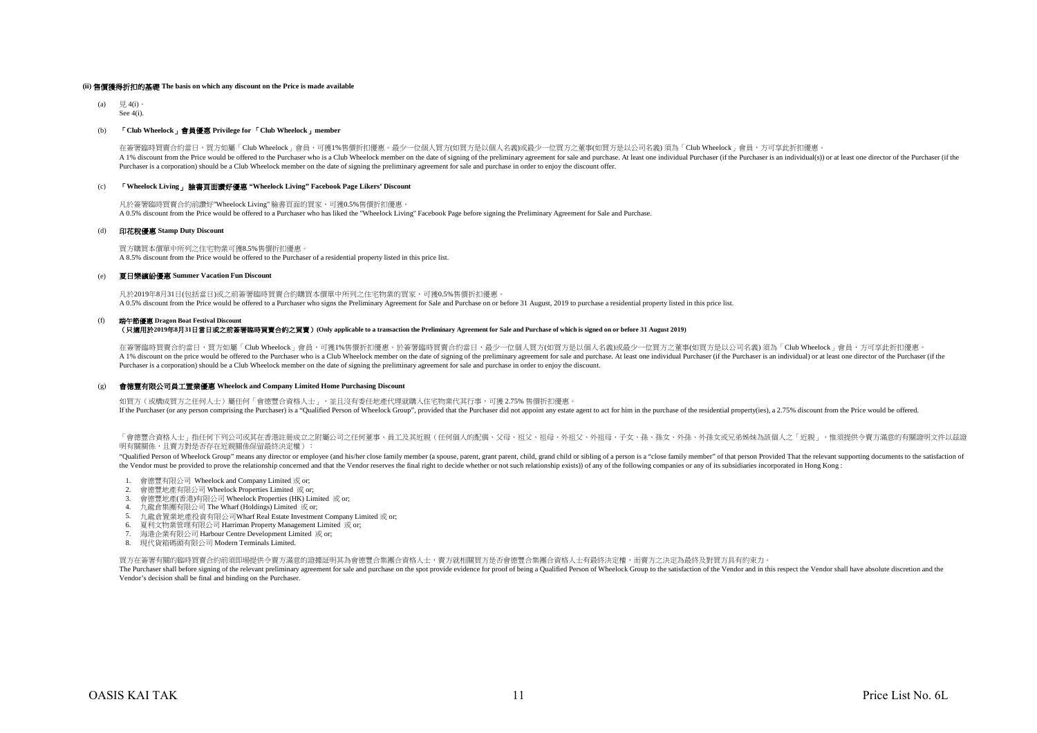**(ii) 售價獲得折扣的基礎 The basis on which any discount on the Price is made available**

(a) 見 4(i)。
See 4(i).

(b) **「Club Wheelock」會員優惠 Privilege for 「Club Wheelock」member**

在簽署臨時買賣合約當日，買方如屬「Club Wheelock」會員，可獲1%售價折扣優惠。最少一位個人買方(如買方是以個人名義)或最少一位買方之董事(如買方是以公司名義) 須為「Club Wheelock」會員，方可享此折扣優惠。
A 1% discount from the Price would be offered to the Purchaser who is a Club Wheelock member on the date of signing of the preliminary agreement for sale and purchase. At least one individual Purchaser (if the Purchaser is an individual(s)) or at least one director of the Purchaser (if the Purchaser is a corporation) should be a Club Wheelock member on the date of signing the preliminary agreement for sale and purchase in order to enjoy the discount offer.

(c) **「Wheelock Living」 臉書頁面讚好優惠 "Wheelock Living" Facebook Page Likers' Discount**

凡於簽署臨時買賣合約前讚好"Wheelock Living" 臉書頁面的買家，可獲0.5%售價折扣優惠。
A 0.5% discount from the Price would be offered to a Purchaser who has liked the "Wheelock Living" Facebook Page before signing the Preliminary Agreement for Sale and Purchase.

(d) **印花稅優惠 Stamp Duty Discount**

買方購買本價單中所列之住宅物業可獲8.5%售價折扣優惠。
A 8.5% discount from the Price would be offered to the Purchaser of a residential property listed in this price list.

(e) **夏日樂繽紛優惠 Summer Vacation Fun Discount**

凡於2019年8月31日(包括當日)或之前簽署臨時買賣合約購買本價單中所列之住宅物業的買家，可獲0.5%售價折扣優惠。
A 0.5% discount from the Price would be offered to a Purchaser who signs the Preliminary Agreement for Sale and Purchase on or before 31 August, 2019 to purchase a residential property listed in this price list.

(f) **端午節優惠 Dragon Boat Festival Discount**
**（只適用於2019年8月31日當日或之前簽署臨時買賣合約之買賣）(Only applicable to a transaction the Preliminary Agreement for Sale and Purchase of which is signed on or before 31 August 2019)**

在簽署臨時買賣合約當日，買方如屬「Club Wheelock」會員，可獲1%售價折扣優惠。於簽署臨時買賣合約當日，最少一位個人買方(如買方是以個人名義)或最少一位買方之董事(如買方是以公司名義) 須為「Club Wheelock」會員，方可享此折扣優惠。
A 1% discount on the price would be offered to the Purchaser who is a Club Wheelock member on the date of signing of the preliminary agreement for sale and purchase. At least one individual Purchaser (if the Purchaser is an individual) or at least one director of the Purchaser (if the Purchaser is a corporation) should be a Club Wheelock member on the date of signing the preliminary agreement for sale and purchase in order to enjoy the discount.

(g) **會德豐有限公司員工置業優惠 Wheelock and Company Limited Home Purchasing Discount**

如買方（或構成買方之任何人士）屬任何「會德豐合資格人士」，並且沒有委任地產代理就購入住宅物業代其行事，可獲 2.75% 售價折扣優惠。
If the Purchaser (or any person comprising the Purchaser) is a "Qualified Person of Wheelock Group", provided that the Purchaser did not appoint any estate agent to act for him in the purchase of the residential property(ies), a 2.75% discount from the Price would be offered.

「會德豐合資格人士」指任何下列公司或其在香港註冊成立之附屬公司之任何董事、員工及其近親（任何個人的配偶、父母、祖父、祖母、外祖父、外祖母、子女、孫、孫女、外孫、外孫女或兄弟姊妹為該個人之「近親」，惟須提供令賣方滿意的有關證明文件以茲證明有關關係，且賣方對是否存在近親關係保留最終決定權）：

"Qualified Person of Wheelock Group" means any director or employee (and his/her close family member (a spouse, parent, grant parent, child, grand child or sibling of a person is a "close family member" of that person Provided That the relevant supporting documents to the satisfaction of the Vendor must be provided to prove the relationship concerned and that the Vendor reserves the final right to decide whether or not such relationship exists)) of any of the following companies or any of its subsidiaries incorporated in Hong Kong :

1. 會德豐有限公司 Wheelock and Company Limited 或 or;
2. 會德豐地產有限公司 Wheelock Properties Limited 或 or;
3. 會德豐地產(香港)有限公司 Wheelock Properties (HK) Limited 或 or;
4. 九龍倉集團有限公司 The Wharf (Holdings) Limited 或 or;
5. 九龍倉置業地產投資有限公司Wharf Real Estate Investment Company Limited 或 or;
6. 夏利文物業管理有限公司 Harriman Property Management Limited 或 or;
7. 海港企業有限公司 Harbour Centre Development Limited 或 or;
8. 現代貨箱碼頭有限公司 Modern Terminals Limited.

買方在簽署有關的臨時買賣合約前須即場提供令賣方滿意的證據証明其為會德豐合集團合資格人士，賣方就相關買方是否會德豐合集團合資格人士有最終決定權，而賣方之決定為最終及對買方具有約束力。
The Purchaser shall before signing of the relevant preliminary agreement for sale and purchase on the spot provide evidence for proof of being a Qualified Person of Wheelock Group to the satisfaction of the Vendor and in this respect the Vendor shall have absolute discretion and the Vendor's decision shall be final and binding on the Purchaser.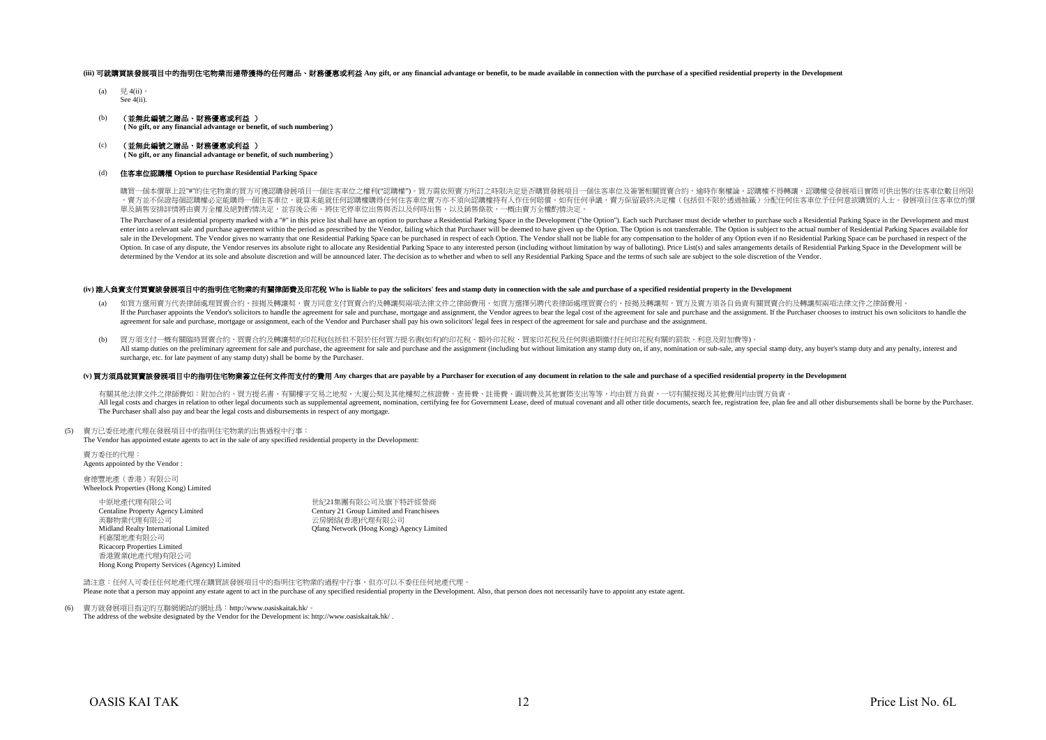**(iii) 可就購買該發展項目中的指明住宅物業而連帶獲得的任何贈品、財務優惠或利益 Any gift, or any financial advantage or benefit, to be made available in connection with the purchase of a specified residential property in the Development**

(a) 見 4(ii)。
See 4(ii).

(b) （並無此編號之贈品、財務優惠或利益 ）
**( No gift, or any financial advantage or benefit, of such numbering )**

(c) （並無此編號之贈品、財務優惠或利益 ）
**( No gift, or any financial advantage or benefit, of such numbering )**

(d) **住客車位認購權 Option to purchase Residential Parking Space**

購買一個本價單上設"#"的住宅物業的買方可獲認購發展項目一個住客車位之權利("認購權")。買方需依照賣方所訂之時限決定是否購買發展項目一個住客車位及簽署相關買賣合約，逾時作棄權論。認購權不得轉讓。認購權受發展項目實際可供出售的住客車位數目所限，賣方並不保證每個認購權必定能購得一個住客車位，就算未能就任何認購權購得任何住客車位賣方亦不須向認購權持有人作任何賠償。如有任何爭議，賣方保留最終決定權（包括但不限於透過抽籤）分配任何住客車位予任何意欲購買的人士。發展項目住客車位的價單及銷售安排詳情將由賣方全權及絕對酌情決定，並容後公佈。將住宅停車位出售與否以及何時出售，以及銷售條款，一概由賣方全權酌情決定。

The Purchaser of a residential property marked with a "#" in this price list shall have an option to purchase a Residential Parking Space in the Development ("the Option"). Each such Purchaser must decide whether to purchase such a Residential Parking Space in the Development and must enter into a relevant sale and purchase agreement within the period as prescribed by the Vendor, failing which that Purchaser will be deemed to have given up the Option. The Option is not transferrable. The Option is subject to the actual number of Residential Parking Spaces available for sale in the Development. The Vendor gives no warranty that one Residential Parking Space can be purchased in respect of each Option. The Vendor shall not be liable for any compensation to the holder of any Option even if no Residential Parking Space can be purchased in respect of the Option. In case of any dispute, the Vendor reserves its absolute right to allocate any Residential Parking Space to any interested person (including without limitation by way of balloting). Price List(s) and sales arrangements details of Residential Parking Space in the Development will be determined by the Vendor at its sole and absolute discretion and will be announced later. The decision as to whether and when to sell any Residential Parking Space and the terms of such sale are subject to the sole discretion of the Vendor.

**(iv) 誰人負責支付買賣該發展項目中的指明住宅物業的有關律師費及印花稅 Who is liable to pay the solicitors' fees and stamp duty in connection with the sale and purchase of a specified residential property in the Development**

(a) 如買方選用賣方代表律師處理買賣合約、按揭及轉讓契，賣方同意支付買賣合約及轉讓契兩項法律文件之律師費用。如買方選擇另聘代表律師處理買賣合約、按揭及轉讓契，買方及賣方須各自負責有關買賣合約及轉讓契兩項法律文件之律師費用。
If the Purchaser appoints the Vendor's solicitors to handle the agreement for sale and purchase, mortgage and assignment, the Vendor agrees to bear the legal cost of the agreement for sale and purchase and the assignment. If the Purchaser chooses to instruct his own solicitors to handle the agreement for sale and purchase, mortgage or assignment, each of the Vendor and Purchaser shall pay his own solicitors' legal fees in respect of the agreement for sale and purchase and the assignment.

(b) 買方須支付一概有關臨時買賣合約、買賣合約及轉讓契的印花稅(包括但不限於任何買方提名書(如有)的印花稅、額外印花稅、買家印花稅及任何與過期繳付任何印花稅有關的罰款、利息及附加費等)。
All stamp duties on the preliminary agreement for sale and purchase, the agreement for sale and purchase and the assignment (including but without limitation any stamp duty on, if any, nomination or sub-sale, any special stamp duty, any buyer's stamp duty and any penalty, interest and surcharge, etc. for late payment of any stamp duty) shall be borne by the Purchaser.

**(v) 買方須爲就買賣該發展項目中的指明住宅物業簽立任何文件而支付的費用 Any charges that are payable by a Purchaser for execution of any document in relation to the sale and purchase of a specified residential property in the Development**

有關其他法律文件之律師費如：附加合約、買方提名書、有關樓宇交易之地契、大廈公契及其他樓契之核證費、查冊費、註冊費、圖則費及其他實際支出等等，均由買方負責，一切有關按揭及其他費用均由買方負責。
All legal costs and charges in relation to other legal documents such as supplemental agreement, nomination, certifying fee for Government Lease, deed of mutual covenant and all other title documents, search fee, registration fee, plan fee and all other disbursements shall be borne by the Purchaser. The Purchaser shall also pay and bear the legal costs and disbursements in respect of any mortgage.

(5) 賣方已委任地產代理在發展項目中的指明住宅物業的出售過程中行事：
The Vendor has appointed estate agents to act in the sale of any specified residential property in the Development:

賣方委任的代理：
Agents appointed by the Vendor :

會德豐地產（香港）有限公司
Wheelock Properties (Hong Kong) Limited

中原地產代理有限公司
Centaline Property Agency Limited
美聯物業代理有限公司
Midland Realty International Limited
利嘉閣地產有限公司
Ricacorp Properties Limited
香港置業(地產代理)有限公司
Hong Kong Property Services (Agency) Limited
世紀21集團有限公司及旗下特許經營商
Century 21 Group Limited and Franchisees
云房網絡(香港)代理有限公司
Qfang Network (Hong Kong) Agency Limited

請注意：任何人可委任任何地產代理在購買該發展項目中的指明住宅物業的過程中行事，但亦可以不委任任何地產代理。
Please note that a person may appoint any estate agent to act in the purchase of any specified residential property in the Development. Also, that person does not necessarily have to appoint any estate agent.

(6) 賣方就發展項目指定的互聯網網站的網址爲：http://www.oasiskaitak.hk/。
The address of the website designated by the Vendor for the Development is: http://www.oasiskaitak.hk/ .